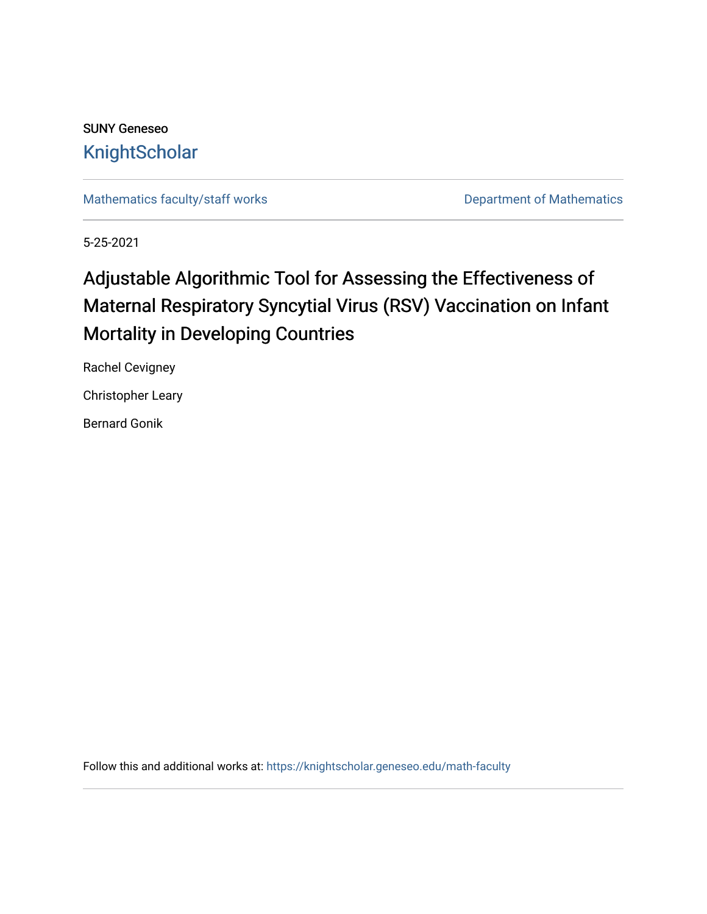SUNY Geneseo

# KnightScholar

Mathematics faculty/staff works | Department of Mathematics

5-25-2021

# Adjustable Algorithmic Tool for Assessing the Effectiveness of Maternal Respiratory Syncytial Virus (RSV) Vaccination on Infant Mortality in Developing Countries

Rachel Cevigney

Christopher Leary

Bernard Gonik

Follow this and additional works at: https://knightscholar.geneseo.edu/math-faculty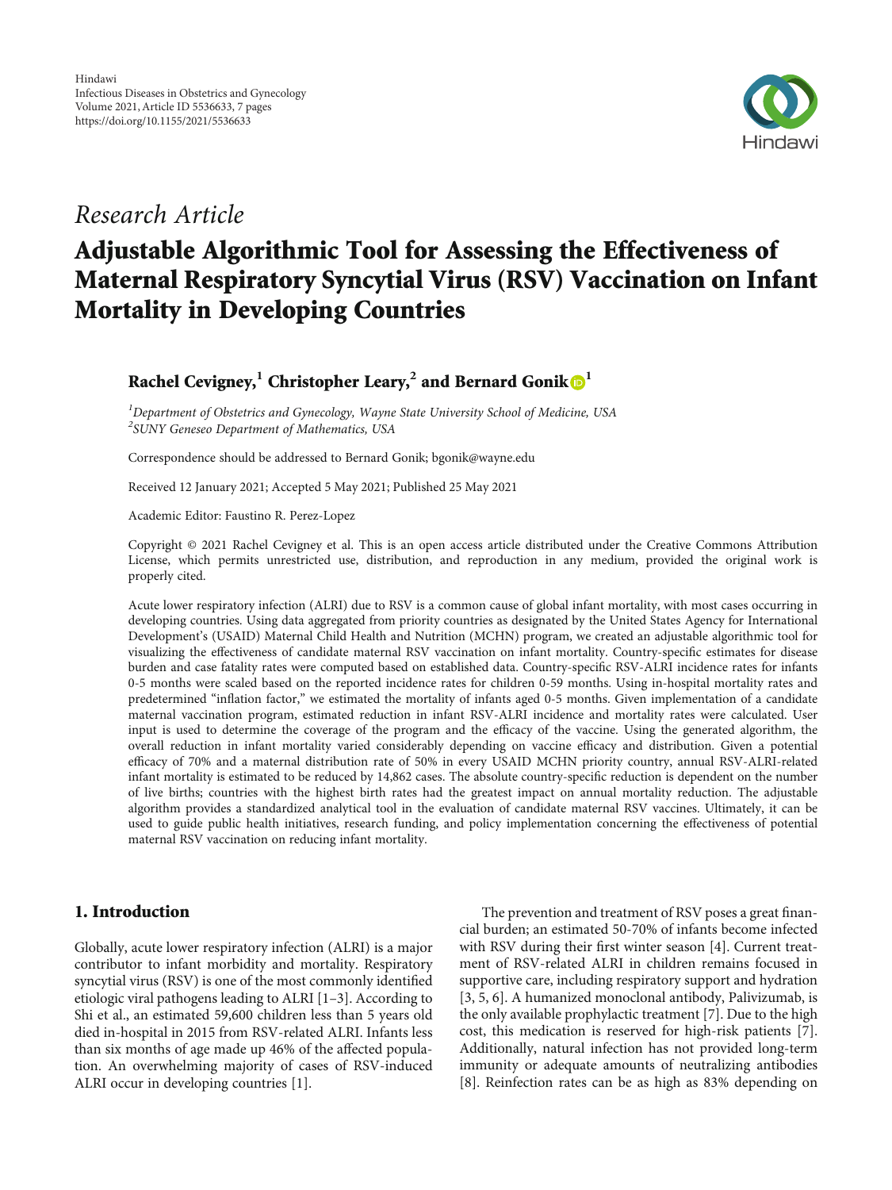Research Article

# Adjustable Algorithmic Tool for Assessing the Effectiveness of Maternal Respiratory Syncytial Virus (RSV) Vaccination on Infant Mortality in Developing Countries

**Rachel Cevigney,[1] Christopher Leary,[2] and Bernard Gonik[1]**

[1]Department of Obstetrics and Gynecology, Wayne State University School of Medicine, USA
[2]SUNY Geneseo Department of Mathematics, USA

Correspondence should be addressed to Bernard Gonik; bgonik@wayne.edu

Received 12 January 2021; Accepted 5 May 2021; Published 25 May 2021

Academic Editor: Faustino R. Perez-Lopez

Copyright © 2021 Rachel Cevigney et al. This is an open access article distributed under the Creative Commons Attribution License, which permits unrestricted use, distribution, and reproduction in any medium, provided the original work is properly cited.

Acute lower respiratory infection (ALRI) due to RSV is a common cause of global infant mortality, with most cases occurring in developing countries. Using data aggregated from priority countries as designated by the United States Agency for International Development's (USAID) Maternal Child Health and Nutrition (MCHN) program, we created an adjustable algorithmic tool for visualizing the effectiveness of candidate maternal RSV vaccination on infant mortality. Country-specific estimates for disease burden and case fatality rates were computed based on established data. Country-specific RSV-ALRI incidence rates for infants 0-5 months were scaled based on the reported incidence rates for children 0-59 months. Using in-hospital mortality rates and predetermined "inflation factor," we estimated the mortality of infants aged 0-5 months. Given implementation of a candidate maternal vaccination program, estimated reduction in infant RSV-ALRI incidence and mortality rates were calculated. User input is used to determine the coverage of the program and the efficacy of the vaccine. Using the generated algorithm, the overall reduction in infant mortality varied considerably depending on vaccine efficacy and distribution. Given a potential efficacy of 70% and a maternal distribution rate of 50% in every USAID MCHN priority country, annual RSV-ALRI-related infant mortality is estimated to be reduced by 14,862 cases. The absolute country-specific reduction is dependent on the number of live births; countries with the highest birth rates had the greatest impact on annual mortality reduction. The adjustable algorithm provides a standardized analytical tool in the evaluation of candidate maternal RSV vaccines. Ultimately, it can be used to guide public health initiatives, research funding, and policy implementation concerning the effectiveness of potential maternal RSV vaccination on reducing infant mortality.

## 1. Introduction

Globally, acute lower respiratory infection (ALRI) is a major contributor to infant morbidity and mortality. Respiratory syncytial virus (RSV) is one of the most commonly identified etiologic viral pathogens leading to ALRI [1–3]. According to Shi et al., an estimated 59,600 children less than 5 years old died in-hospital in 2015 from RSV-related ALRI. Infants less than six months of age made up 46% of the affected population. An overwhelming majority of cases of RSV-induced ALRI occur in developing countries [1].

The prevention and treatment of RSV poses a great financial burden; an estimated 50-70% of infants become infected with RSV during their first winter season [4]. Current treatment of RSV-related ALRI in children remains focused in supportive care, including respiratory support and hydration [3, 5, 6]. A humanized monoclonal antibody, Palivizumab, is the only available prophylactic treatment [7]. Due to the high cost, this medication is reserved for high-risk patients [7]. Additionally, natural infection has not provided long-term immunity or adequate amounts of neutralizing antibodies [8]. Reinfection rates can be as high as 83% depending on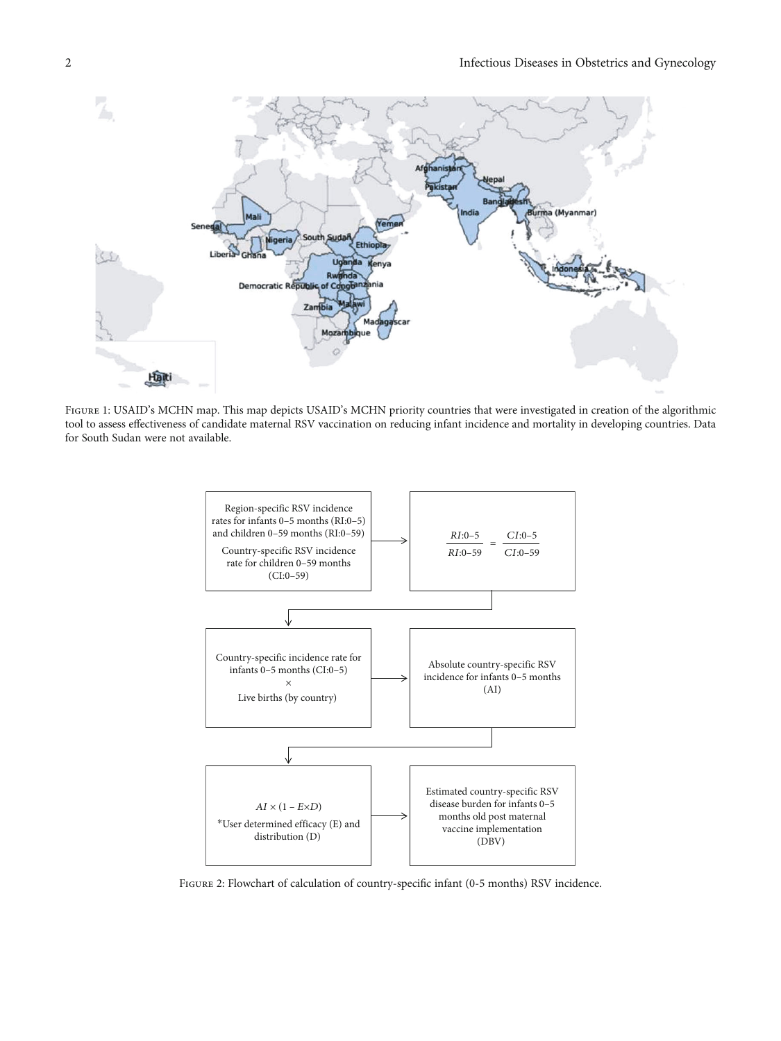Figure 1: USAID's MCHN map. This map depicts USAID's MCHN priority countries that were investigated in creation of the algorithmic tool to assess effectiveness of candidate maternal RSV vaccination on reducing infant incidence and mortality in developing countries. Data for South Sudan were not available.

Region-specific RSV incidence rates for infants 0–5 months (RI:0–5) and children 0–59 months (RI:0–59)

Country-specific RSV incidence rate for children 0–59 months (CI:0–59)

$$\frac{RI{:}0\text{–}5}{RI{:}0\text{–}59} = \frac{CI{:}0\text{–}5}{CI{:}0\text{–}59}$$

Country-specific incidence rate for infants 0–5 months (CI:0–5) × Live births (by country)

Absolute country-specific RSV incidence for infants 0–5 months (AI)

$AI \times (1 - E{\times}D)$

*User determined efficacy (E) and distribution (D)

Estimated country-specific RSV disease burden for infants 0–5 months old post maternal vaccine implementation (DBV)

Figure 2: Flowchart of calculation of country-specific infant (0-5 months) RSV incidence.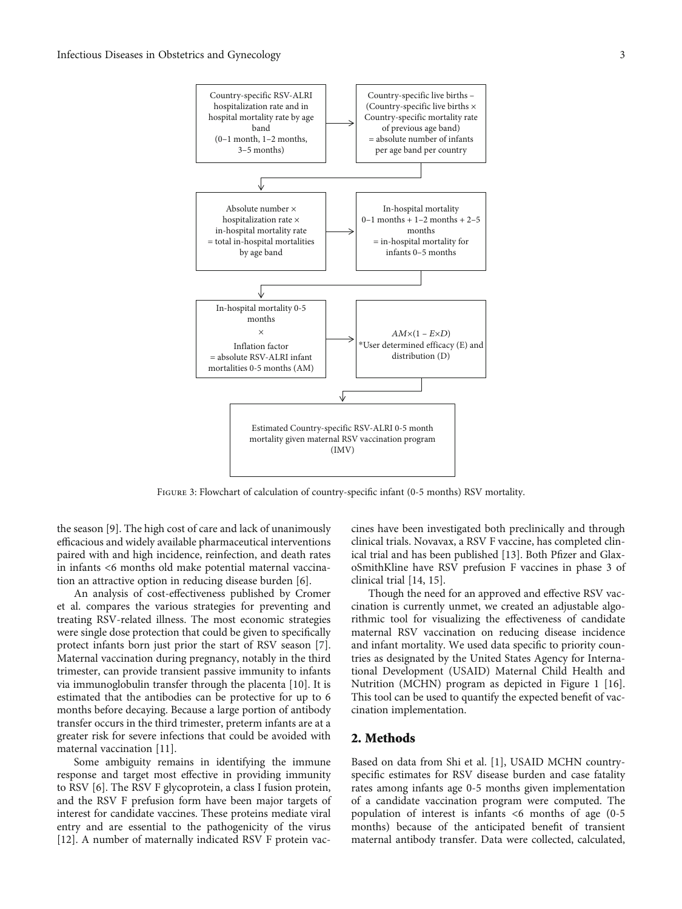Country-specific RSV-ALRI hospitalization rate and in hospital mortality rate by age band (0–1 month, 1–2 months, 3–5 months)

Country-specific live births – (Country-specific live births × Country-specific mortality rate of previous age band) = absolute number of infants per age band per country

Absolute number × hospitalization rate × in-hospital mortality rate = total in-hospital mortalities by age band

In-hospital mortality 0–1 months + 1–2 months + 2–5 months = in-hospital mortality for infants 0–5 months

In-hospital mortality 0-5 months × Inflation factor = absolute RSV-ALRI infant mortalities 0-5 months (AM)

$AM \times (1 - E \times D)$
*User determined efficacy (E) and distribution (D)

Estimated Country-specific RSV-ALRI 0-5 month mortality given maternal RSV vaccination program (IMV)

Figure 3: Flowchart of calculation of country-specific infant (0-5 months) RSV mortality.

the season [9]. The high cost of care and lack of unanimously efficacious and widely available pharmaceutical interventions paired with and high incidence, reinfection, and death rates in infants <6 months old make potential maternal vaccination an attractive option in reducing disease burden [6].

An analysis of cost-effectiveness published by Cromer et al. compares the various strategies for preventing and treating RSV-related illness. The most economic strategies were single dose protection that could be given to specifically protect infants born just prior the start of RSV season [7]. Maternal vaccination during pregnancy, notably in the third trimester, can provide transient passive immunity to infants via immunoglobulin transfer through the placenta [10]. It is estimated that the antibodies can be protective for up to 6 months before decaying. Because a large portion of antibody transfer occurs in the third trimester, preterm infants are at a greater risk for severe infections that could be avoided with maternal vaccination [11].

Some ambiguity remains in identifying the immune response and target most effective in providing immunity to RSV [6]. The RSV F glycoprotein, a class I fusion protein, and the RSV F prefusion form have been major targets of interest for candidate vaccines. These proteins mediate viral entry and are essential to the pathogenicity of the virus [12]. A number of maternally indicated RSV F protein vaccines have been investigated both preclinically and through clinical trials. Novavax, a RSV F vaccine, has completed clinical trial and has been published [13]. Both Pfizer and GlaxoSmithKline have RSV prefusion F vaccines in phase 3 of clinical trial [14, 15].

Though the need for an approved and effective RSV vaccination is currently unmet, we created an adjustable algorithmic tool for visualizing the effectiveness of candidate maternal RSV vaccination on reducing disease incidence and infant mortality. We used data specific to priority countries as designated by the United States Agency for International Development (USAID) Maternal Child Health and Nutrition (MCHN) program as depicted in Figure 1 [16]. This tool can be used to quantify the expected benefit of vaccination implementation.

## 2. Methods

Based on data from Shi et al. [1], USAID MCHN country-specific estimates for RSV disease burden and case fatality rates among infants age 0-5 months given implementation of a candidate vaccination program were computed. The population of interest is infants <6 months of age (0-5 months) because of the anticipated benefit of transient maternal antibody transfer. Data were collected, calculated,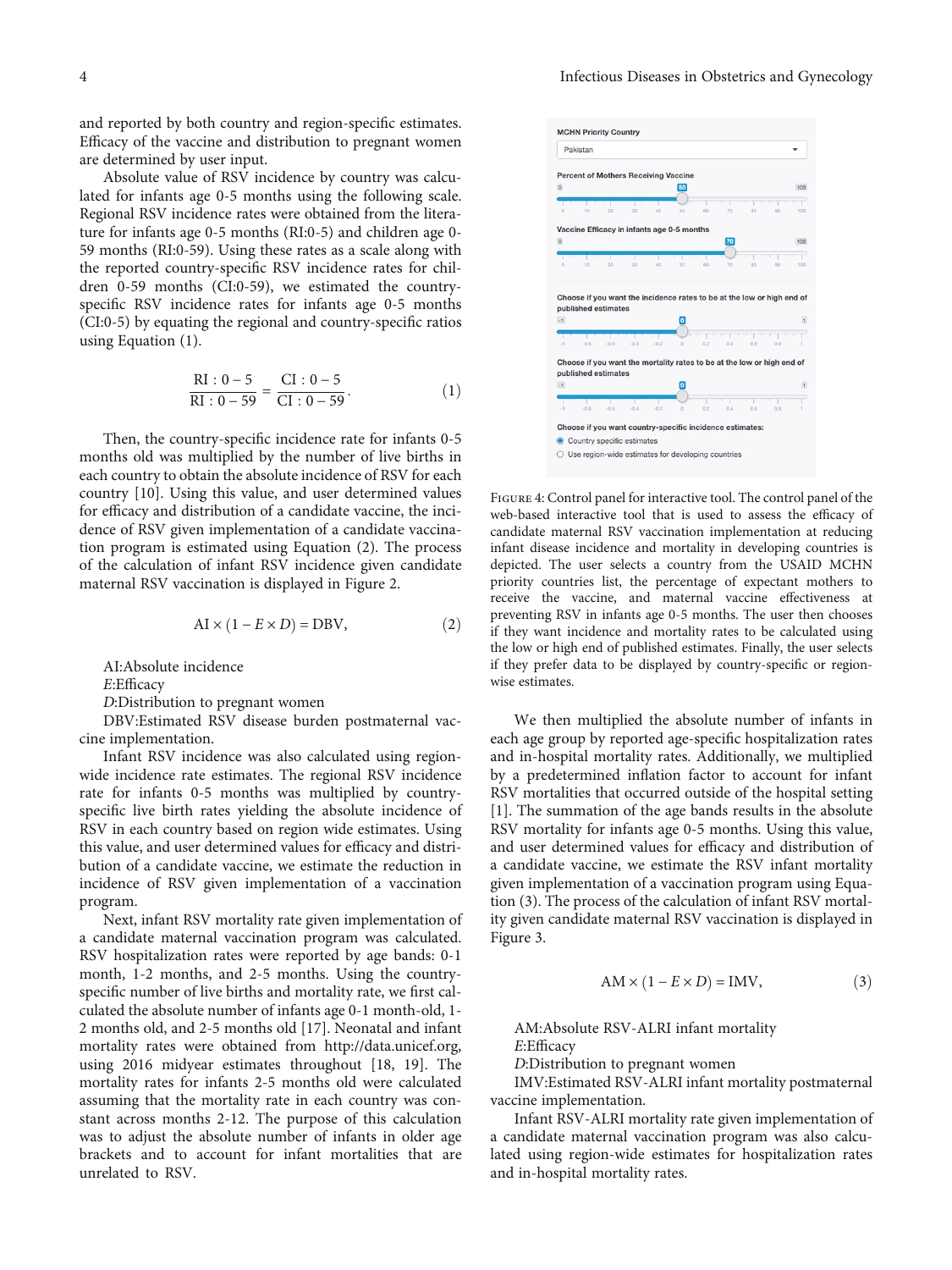and reported by both country and region-specific estimates. Efficacy of the vaccine and distribution to pregnant women are determined by user input.

Absolute value of RSV incidence by country was calculated for infants age 0-5 months using the following scale. Regional RSV incidence rates were obtained from the literature for infants age 0-5 months (RI:0-5) and children age 0-59 months (RI:0-59). Using these rates as a scale along with the reported country-specific RSV incidence rates for children 0-59 months (CI:0-59), we estimated the country-specific RSV incidence rates for infants age 0-5 months (CI:0-5) by equating the regional and country-specific ratios using Equation (1).

$$\frac{\mathrm{RI}:0-5}{\mathrm{RI}:0-59} = \frac{\mathrm{CI}:0-5}{\mathrm{CI}:0-59}. \tag{1}$$

Then, the country-specific incidence rate for infants 0-5 months old was multiplied by the number of live births in each country to obtain the absolute incidence of RSV for each country [10]. Using this value, and user determined values for efficacy and distribution of a candidate vaccine, the incidence of RSV given implementation of a candidate vaccination program is estimated using Equation (2). The process of the calculation of infant RSV incidence given candidate maternal RSV vaccination is displayed in Figure 2.

$$\mathrm{AI} \times (1 - E \times D) = \mathrm{DBV}, \tag{2}$$

AI:Absolute incidence

*E*:Efficacy

*D*:Distribution to pregnant women

DBV:Estimated RSV disease burden postmaternal vaccine implementation.

Infant RSV incidence was also calculated using region-wide incidence rate estimates. The regional RSV incidence rate for infants 0-5 months was multiplied by country-specific live birth rates yielding the absolute incidence of RSV in each country based on region wide estimates. Using this value, and user determined values for efficacy and distribution of a candidate vaccine, we estimate the reduction in incidence of RSV given implementation of a vaccination program.

Next, infant RSV mortality rate given implementation of a candidate maternal vaccination program was calculated. RSV hospitalization rates were reported by age bands: 0-1 month, 1-2 months, and 2-5 months. Using the country-specific number of live births and mortality rate, we first calculated the absolute number of infants age 0-1 month-old, 1-2 months old, and 2-5 months old [17]. Neonatal and infant mortality rates were obtained from http://data.unicef.org, using 2016 midyear estimates throughout [18, 19]. The mortality rates for infants 2-5 months old were calculated assuming that the mortality rate in each country was constant across months 2-12. The purpose of this calculation was to adjust the absolute number of infants in older age brackets and to account for infant mortalities that are unrelated to RSV.

MCHN Priority Country
Pakistan
Percent of Mothers Receiving Vaccine
0 50 100
Vaccine Efficacy in infants age 0-5 months
0 70 100
Choose if you want the incidence rates to be at the low or high end of published estimates
-1 0 1
Choose if you want the mortality rates to be at the low or high end of published estimates
-1 0 1
Choose if you want country-specific incidence estimates:
Country specific estimates
Use region-wide estimates for developing countries

Figure 4: Control panel for interactive tool. The control panel of the web-based interactive tool that is used to assess the efficacy of candidate maternal RSV vaccination implementation at reducing infant disease incidence and mortality in developing countries is depicted. The user selects a country from the USAID MCHN priority countries list, the percentage of expectant mothers to receive the vaccine, and maternal vaccine effectiveness at preventing RSV in infants age 0-5 months. The user then chooses if they want incidence and mortality rates to be calculated using the low or high end of published estimates. Finally, the user selects if they prefer data to be displayed by country-specific or region-wise estimates.

We then multiplied the absolute number of infants in each age group by reported age-specific hospitalization rates and in-hospital mortality rates. Additionally, we multiplied by a predetermined inflation factor to account for infant RSV mortalities that occurred outside of the hospital setting [1]. The summation of the age bands results in the absolute RSV mortality for infants age 0-5 months. Using this value, and user determined values for efficacy and distribution of a candidate vaccine, we estimate the RSV infant mortality given implementation of a vaccination program using Equation (3). The process of the calculation of infant RSV mortality given candidate maternal RSV vaccination is displayed in Figure 3.

$$\mathrm{AM} \times (1 - E \times D) = \mathrm{IMV}, \tag{3}$$

AM:Absolute RSV-ALRI infant mortality

*E*:Efficacy

*D*:Distribution to pregnant women

IMV:Estimated RSV-ALRI infant mortality postmaternal vaccine implementation.

Infant RSV-ALRI mortality rate given implementation of a candidate maternal vaccination program was also calculated using region-wide estimates for hospitalization rates and in-hospital mortality rates.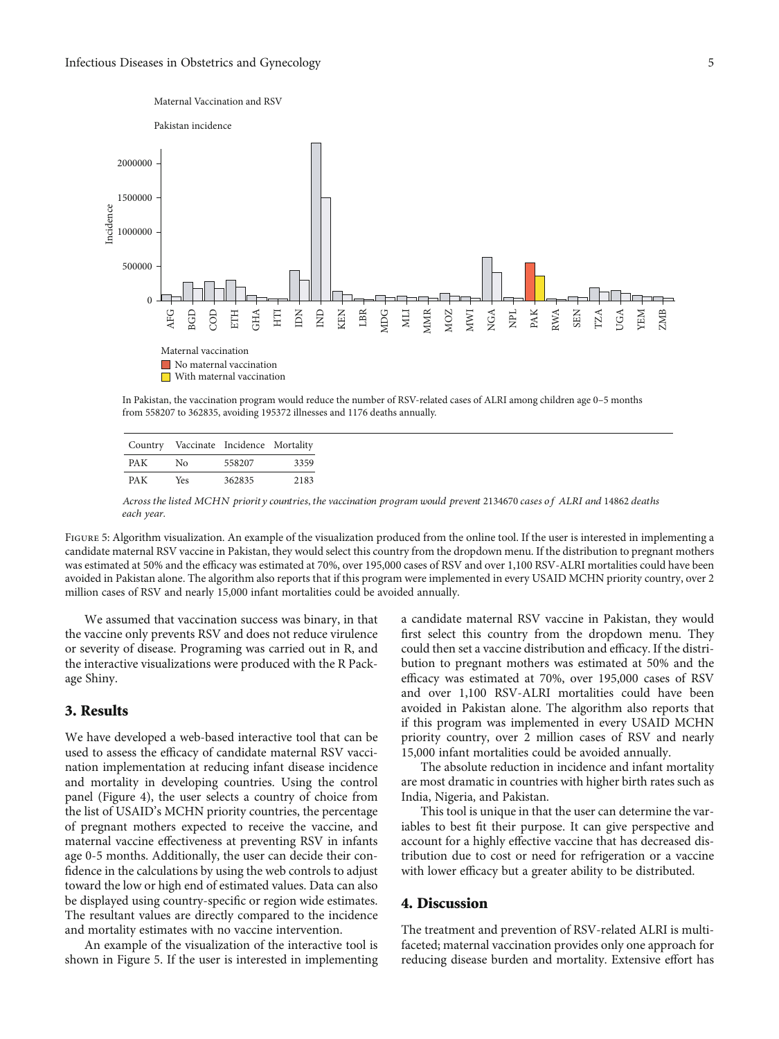Maternal Vaccination and RSV

Pakistan incidence

Incidence

2000000
1500000
1000000
500000
0

AFG BGD COD ETH GHA HTI IDN IND KEN LBR MDG MLI MMR MOZ MWI NGA NPL PAK RWA SEN TZA UGA YEM ZMB

Maternal vaccination
No maternal vaccination
With maternal vaccination

In Pakistan, the vaccination program would reduce the number of RSV-related cases of ALRI among children age 0–5 months from 558207 to 362835, avoiding 195372 illnesses and 1176 deaths annually.

| Country | Vaccinate | Incidence | Mortality |
|---|---|---|---|
| PAK | No | 558207 | 3359 |
| PAK | Yes | 362835 | 2183 |

*Across the listed MCHN priority countries, the vaccination program would prevent* 2134670 *cases of ALRI and* 14862 *deaths each year.*

Figure 5: Algorithm visualization. An example of the visualization produced from the online tool. If the user is interested in implementing a candidate maternal RSV vaccine in Pakistan, they would select this country from the dropdown menu. If the distribution to pregnant mothers was estimated at 50% and the efficacy was estimated at 70%, over 195,000 cases of RSV and over 1,100 RSV-ALRI mortalities could have been avoided in Pakistan alone. The algorithm also reports that if this program were implemented in every USAID MCHN priority country, over 2 million cases of RSV and nearly 15,000 infant mortalities could be avoided annually.

We assumed that vaccination success was binary, in that the vaccine only prevents RSV and does not reduce virulence or severity of disease. Programing was carried out in R, and the interactive visualizations were produced with the R Package Shiny.

## 3. Results

We have developed a web-based interactive tool that can be used to assess the efficacy of candidate maternal RSV vaccination implementation at reducing infant disease incidence and mortality in developing countries. Using the control panel (Figure 4), the user selects a country of choice from the list of USAID's MCHN priority countries, the percentage of pregnant mothers expected to receive the vaccine, and maternal vaccine effectiveness at preventing RSV in infants age 0-5 months. Additionally, the user can decide their confidence in the calculations by using the web controls to adjust toward the low or high end of estimated values. Data can also be displayed using country-specific or region wide estimates. The resultant values are directly compared to the incidence and mortality estimates with no vaccine intervention.

An example of the visualization of the interactive tool is shown in Figure 5. If the user is interested in implementing a candidate maternal RSV vaccine in Pakistan, they would first select this country from the dropdown menu. They could then set a vaccine distribution and efficacy. If the distribution to pregnant mothers was estimated at 50% and the efficacy was estimated at 70%, over 195,000 cases of RSV and over 1,100 RSV-ALRI mortalities could have been avoided in Pakistan alone. The algorithm also reports that if this program was implemented in every USAID MCHN priority country, over 2 million cases of RSV and nearly 15,000 infant mortalities could be avoided annually.

The absolute reduction in incidence and infant mortality are most dramatic in countries with higher birth rates such as India, Nigeria, and Pakistan.

This tool is unique in that the user can determine the variables to best fit their purpose. It can give perspective and account for a highly effective vaccine that has decreased distribution due to cost or need for refrigeration or a vaccine with lower efficacy but a greater ability to be distributed.

## 4. Discussion

The treatment and prevention of RSV-related ALRI is multifaceted; maternal vaccination provides only one approach for reducing disease burden and mortality. Extensive effort has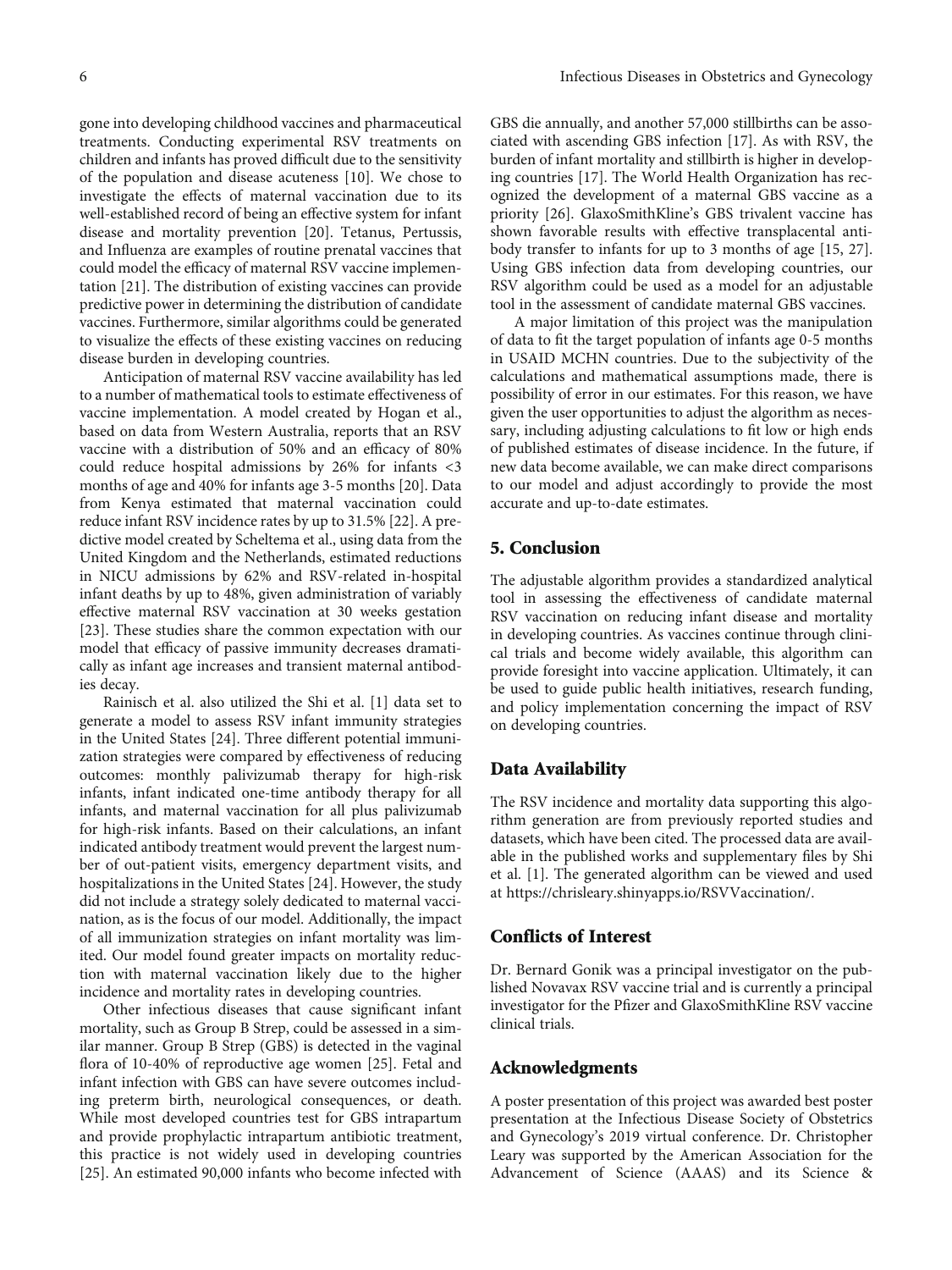gone into developing childhood vaccines and pharmaceutical treatments. Conducting experimental RSV treatments on children and infants has proved difficult due to the sensitivity of the population and disease acuteness [10]. We chose to investigate the effects of maternal vaccination due to its well-established record of being an effective system for infant disease and mortality prevention [20]. Tetanus, Pertussis, and Influenza are examples of routine prenatal vaccines that could model the efficacy of maternal RSV vaccine implementation [21]. The distribution of existing vaccines can provide predictive power in determining the distribution of candidate vaccines. Furthermore, similar algorithms could be generated to visualize the effects of these existing vaccines on reducing disease burden in developing countries.

Anticipation of maternal RSV vaccine availability has led to a number of mathematical tools to estimate effectiveness of vaccine implementation. A model created by Hogan et al., based on data from Western Australia, reports that an RSV vaccine with a distribution of 50% and an efficacy of 80% could reduce hospital admissions by 26% for infants <3 months of age and 40% for infants age 3-5 months [20]. Data from Kenya estimated that maternal vaccination could reduce infant RSV incidence rates by up to 31.5% [22]. A predictive model created by Scheltema et al., using data from the United Kingdom and the Netherlands, estimated reductions in NICU admissions by 62% and RSV-related in-hospital infant deaths by up to 48%, given administration of variably effective maternal RSV vaccination at 30 weeks gestation [23]. These studies share the common expectation with our model that efficacy of passive immunity decreases dramatically as infant age increases and transient maternal antibodies decay.

Rainisch et al. also utilized the Shi et al. [1] data set to generate a model to assess RSV infant immunity strategies in the United States [24]. Three different potential immunization strategies were compared by effectiveness of reducing outcomes: monthly palivizumab therapy for high-risk infants, infant indicated one-time antibody therapy for all infants, and maternal vaccination for all plus palivizumab for high-risk infants. Based on their calculations, an infant indicated antibody treatment would prevent the largest number of out-patient visits, emergency department visits, and hospitalizations in the United States [24]. However, the study did not include a strategy solely dedicated to maternal vaccination, as is the focus of our model. Additionally, the impact of all immunization strategies on infant mortality was limited. Our model found greater impacts on mortality reduction with maternal vaccination likely due to the higher incidence and mortality rates in developing countries.

Other infectious diseases that cause significant infant mortality, such as Group B Strep, could be assessed in a similar manner. Group B Strep (GBS) is detected in the vaginal flora of 10-40% of reproductive age women [25]. Fetal and infant infection with GBS can have severe outcomes including preterm birth, neurological consequences, or death. While most developed countries test for GBS intrapartum and provide prophylactic intrapartum antibiotic treatment, this practice is not widely used in developing countries [25]. An estimated 90,000 infants who become infected with GBS die annually, and another 57,000 stillbirths can be associated with ascending GBS infection [17]. As with RSV, the burden of infant mortality and stillbirth is higher in developing countries [17]. The World Health Organization has recognized the development of a maternal GBS vaccine as a priority [26]. GlaxoSmithKline's GBS trivalent vaccine has shown favorable results with effective transplacental antibody transfer to infants for up to 3 months of age [15, 27]. Using GBS infection data from developing countries, our RSV algorithm could be used as a model for an adjustable tool in the assessment of candidate maternal GBS vaccines.

A major limitation of this project was the manipulation of data to fit the target population of infants age 0-5 months in USAID MCHN countries. Due to the subjectivity of the calculations and mathematical assumptions made, there is possibility of error in our estimates. For this reason, we have given the user opportunities to adjust the algorithm as necessary, including adjusting calculations to fit low or high ends of published estimates of disease incidence. In the future, if new data become available, we can make direct comparisons to our model and adjust accordingly to provide the most accurate and up-to-date estimates.

## 5. Conclusion

The adjustable algorithm provides a standardized analytical tool in assessing the effectiveness of candidate maternal RSV vaccination on reducing infant disease and mortality in developing countries. As vaccines continue through clinical trials and become widely available, this algorithm can provide foresight into vaccine application. Ultimately, it can be used to guide public health initiatives, research funding, and policy implementation concerning the impact of RSV on developing countries.

## Data Availability

The RSV incidence and mortality data supporting this algorithm generation are from previously reported studies and datasets, which have been cited. The processed data are available in the published works and supplementary files by Shi et al. [1]. The generated algorithm can be viewed and used at https://chrisleary.shinyapps.io/RSVVaccination/.

## Conflicts of Interest

Dr. Bernard Gonik was a principal investigator on the published Novavax RSV vaccine trial and is currently a principal investigator for the Pfizer and GlaxoSmithKline RSV vaccine clinical trials.

## Acknowledgments

A poster presentation of this project was awarded best poster presentation at the Infectious Disease Society of Obstetrics and Gynecology's 2019 virtual conference. Dr. Christopher Leary was supported by the American Association for the Advancement of Science (AAAS) and its Science &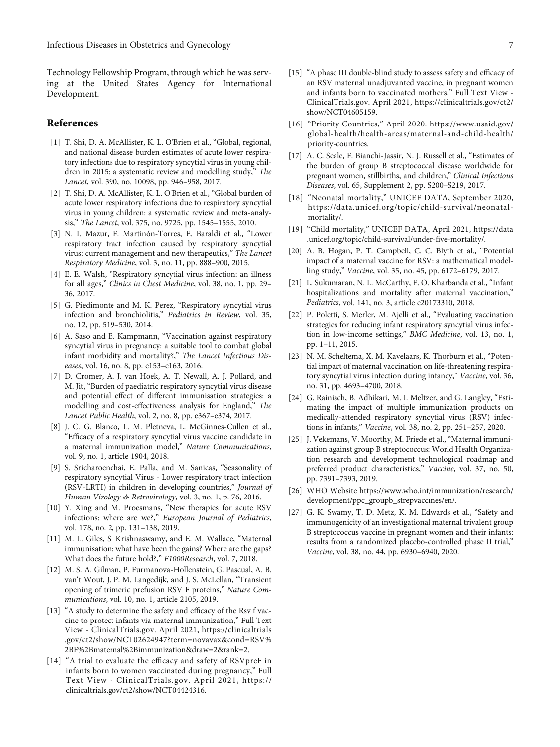Technology Fellowship Program, through which he was serving at the United States Agency for International Development.

## References

[1] T. Shi, D. A. McAllister, K. L. O'Brien et al., "Global, regional, and national disease burden estimates of acute lower respiratory infections due to respiratory syncytial virus in young children in 2015: a systematic review and modelling study," *The Lancet*, vol. 390, no. 10098, pp. 946–958, 2017.

[2] T. Shi, D. A. McAllister, K. L. O'Brien et al., "Global burden of acute lower respiratory infections due to respiratory syncytial virus in young children: a systematic review and meta-analysis," *The Lancet*, vol. 375, no. 9725, pp. 1545–1555, 2010.

[3] N. I. Mazur, F. Martinón-Torres, E. Baraldi et al., "Lower respiratory tract infection caused by respiratory syncytial virus: current management and new therapeutics," *The Lancet Respiratory Medicine*, vol. 3, no. 11, pp. 888–900, 2015.

[4] E. E. Walsh, "Respiratory syncytial virus infection: an illness for all ages," *Clinics in Chest Medicine*, vol. 38, no. 1, pp. 29–36, 2017.

[5] G. Piedimonte and M. K. Perez, "Respiratory syncytial virus infection and bronchiolitis," *Pediatrics in Review*, vol. 35, no. 12, pp. 519–530, 2014.

[6] A. Saso and B. Kampmann, "Vaccination against respiratory syncytial virus in pregnancy: a suitable tool to combat global infant morbidity and mortality?," *The Lancet Infectious Diseases*, vol. 16, no. 8, pp. e153–e163, 2016.

[7] D. Cromer, A. J. van Hoek, A. T. Newall, A. J. Pollard, and M. Jit, "Burden of paediatric respiratory syncytial virus disease and potential effect of different immunisation strategies: a modelling and cost-effectiveness analysis for England," *The Lancet Public Health*, vol. 2, no. 8, pp. e367–e374, 2017.

[8] J. C. G. Blanco, L. M. Pletneva, L. McGinnes-Cullen et al., "Efficacy of a respiratory syncytial virus vaccine candidate in a maternal immunization model," *Nature Communications*, vol. 9, no. 1, article 1904, 2018.

[9] S. Sricharoenchai, E. Palla, and M. Sanicas, "Seasonality of respiratory syncytial Virus - Lower respiratory tract infection (RSV-LRTI) in children in developing countries," *Journal of Human Virology & Retrovirology*, vol. 3, no. 1, p. 76, 2016.

[10] Y. Xing and M. Proesmans, "New therapies for acute RSV infections: where are we?," *European Journal of Pediatrics*, vol. 178, no. 2, pp. 131–138, 2019.

[11] M. L. Giles, S. Krishnaswamy, and E. M. Wallace, "Maternal immunisation: what have been the gains? Where are the gaps? What does the future hold?," *F1000Research*, vol. 7, 2018.

[12] M. S. A. Gilman, P. Furmanova-Hollenstein, G. Pascual, A. B. van't Wout, J. P. M. Langedijk, and J. S. McLellan, "Transient opening of trimeric prefusion RSV F proteins," *Nature Communications*, vol. 10, no. 1, article 2105, 2019.

[13] "A study to determine the safety and efficacy of the Rsv f vaccine to protect infants via maternal immunization," Full Text View - ClinicalTrials.gov. April 2021, https://clinicaltrials.gov/ct2/show/NCT02624947?term=novavax&cond=RSV%2BF%2Bmaternal%2Bimmunization&draw=2&rank=2.

[14] "A trial to evaluate the efficacy and safety of RSVpreF in infants born to women vaccinated during pregnancy," Full Text View - ClinicalTrials.gov. April 2021, https://clinicaltrials.gov/ct2/show/NCT04424316.

[15] "A phase III double-blind study to assess safety and efficacy of an RSV maternal unadjuvanted vaccine, in pregnant women and infants born to vaccinated mothers," Full Text View - ClinicalTrials.gov. April 2021, https://clinicaltrials.gov/ct2/show/NCT04605159.

[16] "Priority Countries," April 2020. https://www.usaid.gov/global-health/health-areas/maternal-and-child-health/priority-countries.

[17] A. C. Seale, F. Bianchi-Jassir, N. J. Russell et al., "Estimates of the burden of group B streptococcal disease worldwide for pregnant women, stillbirths, and children," *Clinical Infectious Diseases*, vol. 65, Supplement 2, pp. S200–S219, 2017.

[18] "Neonatal mortality," UNICEF DATA, September 2020, https://data.unicef.org/topic/child-survival/neonatal-mortality/.

[19] "Child mortality," UNICEF DATA, April 2021, https://data.unicef.org/topic/child-survival/under-five-mortality/.

[20] A. B. Hogan, P. T. Campbell, C. C. Blyth et al., "Potential impact of a maternal vaccine for RSV: a mathematical modelling study," *Vaccine*, vol. 35, no. 45, pp. 6172–6179, 2017.

[21] L. Sukumaran, N. L. McCarthy, E. O. Kharbanda et al., "Infant hospitalizations and mortality after maternal vaccination," *Pediatrics*, vol. 141, no. 3, article e20173310, 2018.

[22] P. Poletti, S. Merler, M. Ajelli et al., "Evaluating vaccination strategies for reducing infant respiratory syncytial virus infection in low-income settings," *BMC Medicine*, vol. 13, no. 1, pp. 1–11, 2015.

[23] N. M. Scheltema, X. M. Kavelaars, K. Thorburn et al., "Potential impact of maternal vaccination on life-threatening respiratory syncytial virus infection during infancy," *Vaccine*, vol. 36, no. 31, pp. 4693–4700, 2018.

[24] G. Rainisch, B. Adhikari, M. I. Meltzer, and G. Langley, "Estimating the impact of multiple immunization products on medically-attended respiratory syncytial virus (RSV) infections in infants," *Vaccine*, vol. 38, no. 2, pp. 251–257, 2020.

[25] J. Vekemans, V. Moorthy, M. Friede et al., "Maternal immunization against group B streptococcus: World Health Organization research and development technological roadmap and preferred product characteristics," *Vaccine*, vol. 37, no. 50, pp. 7391–7393, 2019.

[26] WHO Website https://www.who.int/immunization/research/development/ppc_groupb_strepvaccines/en/.

[27] G. K. Swamy, T. D. Metz, K. M. Edwards et al., "Safety and immunogenicity of an investigational maternal trivalent group B streptococcus vaccine in pregnant women and their infants: results from a randomized placebo-controlled phase II trial," *Vaccine*, vol. 38, no. 44, pp. 6930–6940, 2020.